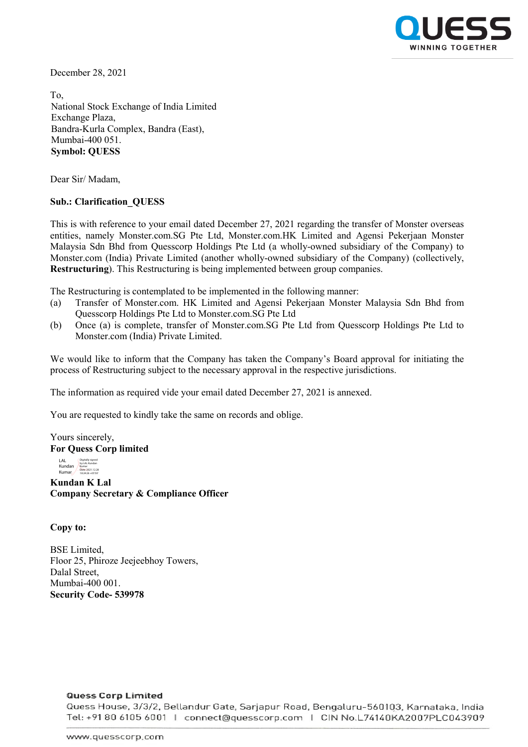December 28, 2021

To,
National Stock Exchange of India Limited
Exchange Plaza,
Bandra-Kurla Complex, Bandra (East),
Mumbai-400 051.
**Symbol: QUESS**

Dear Sir/ Madam,

**Sub.: Clarification_QUESS**

This is with reference to your email dated December 27, 2021 regarding the transfer of Monster overseas entities, namely Monster.com.SG Pte Ltd, Monster.com.HK Limited and Agensi Pekerjaan Monster Malaysia Sdn Bhd from Quesscorp Holdings Pte Ltd (a wholly-owned subsidiary of the Company) to Monster.com (India) Private Limited (another wholly-owned subsidiary of the Company) (collectively, **Restructuring**). This Restructuring is being implemented between group companies.

The Restructuring is contemplated to be implemented in the following manner:

(a) Transfer of Monster.com. HK Limited and Agensi Pekerjaan Monster Malaysia Sdn Bhd from Quesscorp Holdings Pte Ltd to Monster.com.SG Pte Ltd

(b) Once (a) is complete, transfer of Monster.com.SG Pte Ltd from Quesscorp Holdings Pte Ltd to Monster.com (India) Private Limited.

We would like to inform that the Company has taken the Company's Board approval for initiating the process of Restructuring subject to the necessary approval in the respective jurisdictions.

The information as required vide your email dated December 27, 2021 is annexed.

You are requested to kindly take the same on records and oblige.

Yours sincerely,
**For Quess Corp limited**

LAL Kundan Kumar — Digitally signed by LAL Kundan Kumar Date: 2021.12.28 18:24:26 +05'30'

**Kundan K Lal**
**Company Secretary & Compliance Officer**

**Copy to:**

BSE Limited,
Floor 25, Phiroze Jeejeebhoy Towers,
Dalal Street,
Mumbai-400 001.
**Security Code- 539978**

**Quess Corp Limited**
Quess House, 3/3/2, Bellandur Gate, Sarjapur Road, Bengaluru-560103, Karnataka, India
Tel: +91 80 6105 6001 | connect@quesscorp.com | CIN No.L74140KA2007PLC043909

www.quesscorp.com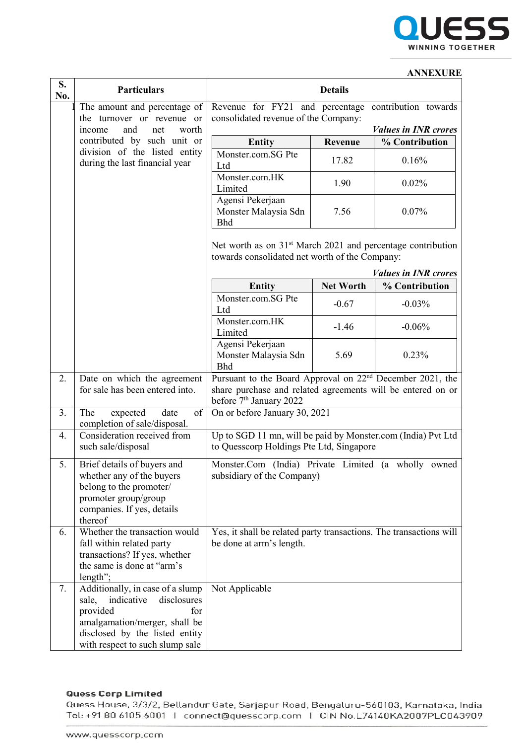**ANNEXURE**

| S. No. | Particulars | Details |
|---|---|---|
| 1 | The amount and percentage of the turnover or revenue or income and net worth contributed by such unit or division of the listed entity during the last financial year | Revenue for FY21 and percentage contribution towards consolidated revenue of the Company:<br>***Values in INR crores***<br>**Entity** / **Revenue** / **% Contribution**<br>Monster.com.SG Pte Ltd / 17.82 / 0.16%<br>Monster.com.HK Limited / 1.90 / 0.02%<br>Agensi Pekerjaan Monster Malaysia Sdn Bhd / 7.56 / 0.07%<br><br>Net worth as on 31st March 2021 and percentage contribution towards consolidated net worth of the Company:<br>***Values in INR crores***<br>**Entity** / **Net Worth** / **% Contribution**<br>Monster.com.SG Pte Ltd / -0.67 / -0.03%<br>Monster.com.HK Limited / -1.46 / -0.06%<br>Agensi Pekerjaan Monster Malaysia Sdn Bhd / 5.69 / 0.23% |
| 2. | Date on which the agreement for sale has been entered into. | Pursuant to the Board Approval on 22nd December 2021, the share purchase and related agreements will be entered on or before 7th January 2022 |
| 3. | The expected date of completion of sale/disposal. | On or before January 30, 2021 |
| 4. | Consideration received from such sale/disposal | Up to SGD 11 mn, will be paid by Monster.com (India) Pvt Ltd to Quesscorp Holdings Pte Ltd, Singapore |
| 5. | Brief details of buyers and whether any of the buyers belong to the promoter/ promoter group/group companies. If yes, details thereof | Monster.Com (India) Private Limited (a wholly owned subsidiary of the Company) |
| 6. | Whether the transaction would fall within related party transactions? If yes, whether the same is done at "arm's length"; | Yes, it shall be related party transactions. The transactions will be done at arm's length. |
| 7. | Additionally, in case of a slump sale, indicative disclosures provided for amalgamation/merger, shall be disclosed by the listed entity with respect to such slump sale | Not Applicable |

**Quess Corp Limited**
Quess House, 3/3/2, Bellandur Gate, Sarjapur Road, Bengaluru-560103, Karnataka, India
Tel: +91 80 6105 6001 | connect@quesscorp.com | CIN No.L74140KA2007PLC043909

www.quesscorp.com